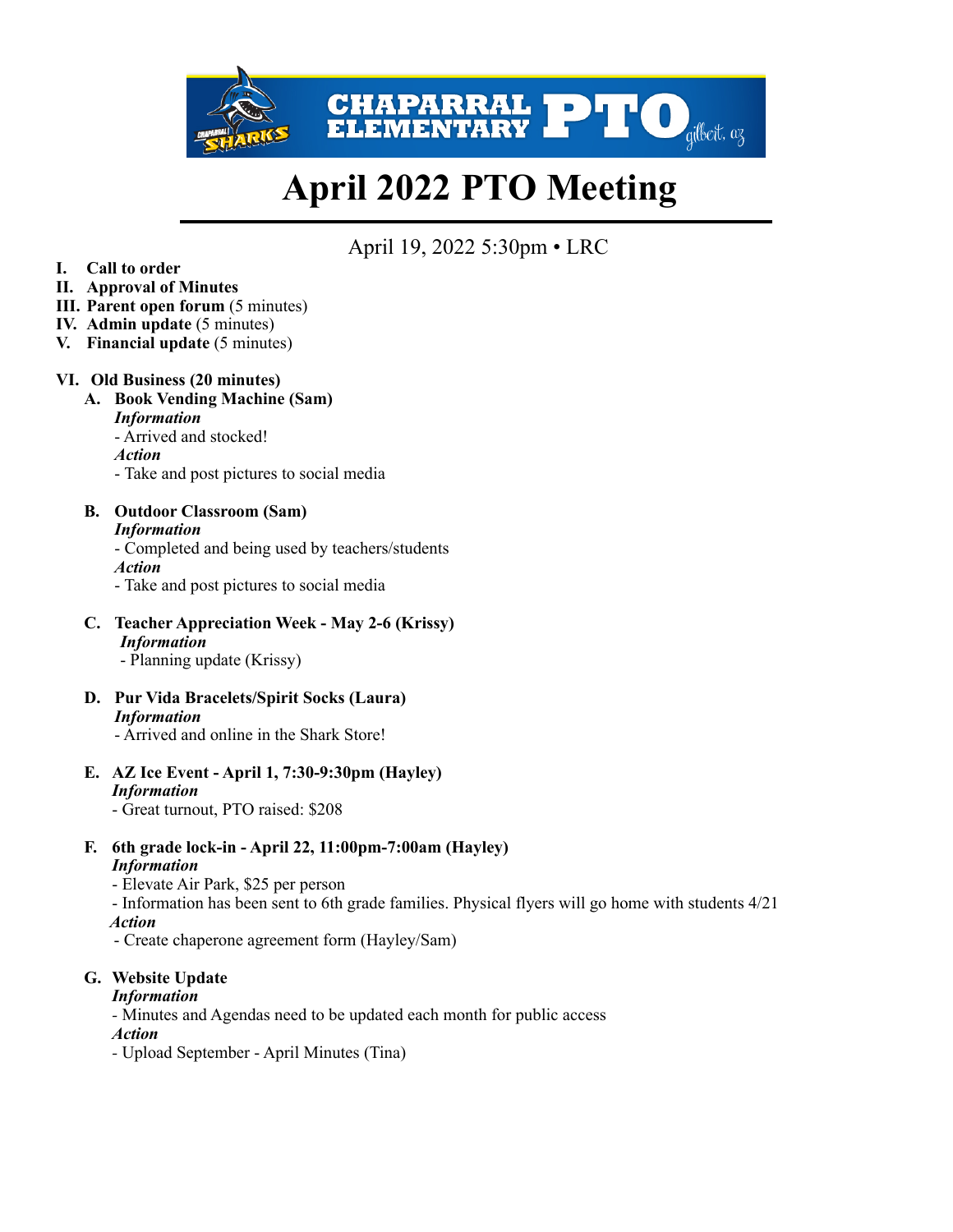CHAPARRAL ELEMENTARY PTO gilbert, az

# April 2022 PTO Meeting

April 19, 2022 5:30pm • LRC

- **I. Call to order**
- **II. Approval of Minutes**
- **III. Parent open forum** (5 minutes)
- **IV. Admin update** (5 minutes)
- **V. Financial update** (5 minutes)

**VI. Old Business (20 minutes)**

**A. Book Vending Machine (Sam)**
*Information*
- Arrived and stocked!

*Action*
- Take and post pictures to social media

**B. Outdoor Classroom (Sam)**
*Information*
- Completed and being used by teachers/students

*Action*
- Take and post pictures to social media

**C. Teacher Appreciation Week - May 2-6 (Krissy)**
*Information*
- Planning update (Krissy)

**D. Pur Vida Bracelets/Spirit Socks (Laura)**
*Information*
- Arrived and online in the Shark Store!

**E. AZ Ice Event - April 1, 7:30-9:30pm (Hayley)**
*Information*
- Great turnout, PTO raised: $208

**F. 6th grade lock-in - April 22, 11:00pm-7:00am (Hayley)**
*Information*
- Elevate Air Park, $25 per person
- Information has been sent to 6th grade families. Physical flyers will go home with students 4/21

*Action*
- Create chaperone agreement form (Hayley/Sam)

**G. Website Update**
*Information*
- Minutes and Agendas need to be updated each month for public access

*Action*
- Upload September - April Minutes (Tina)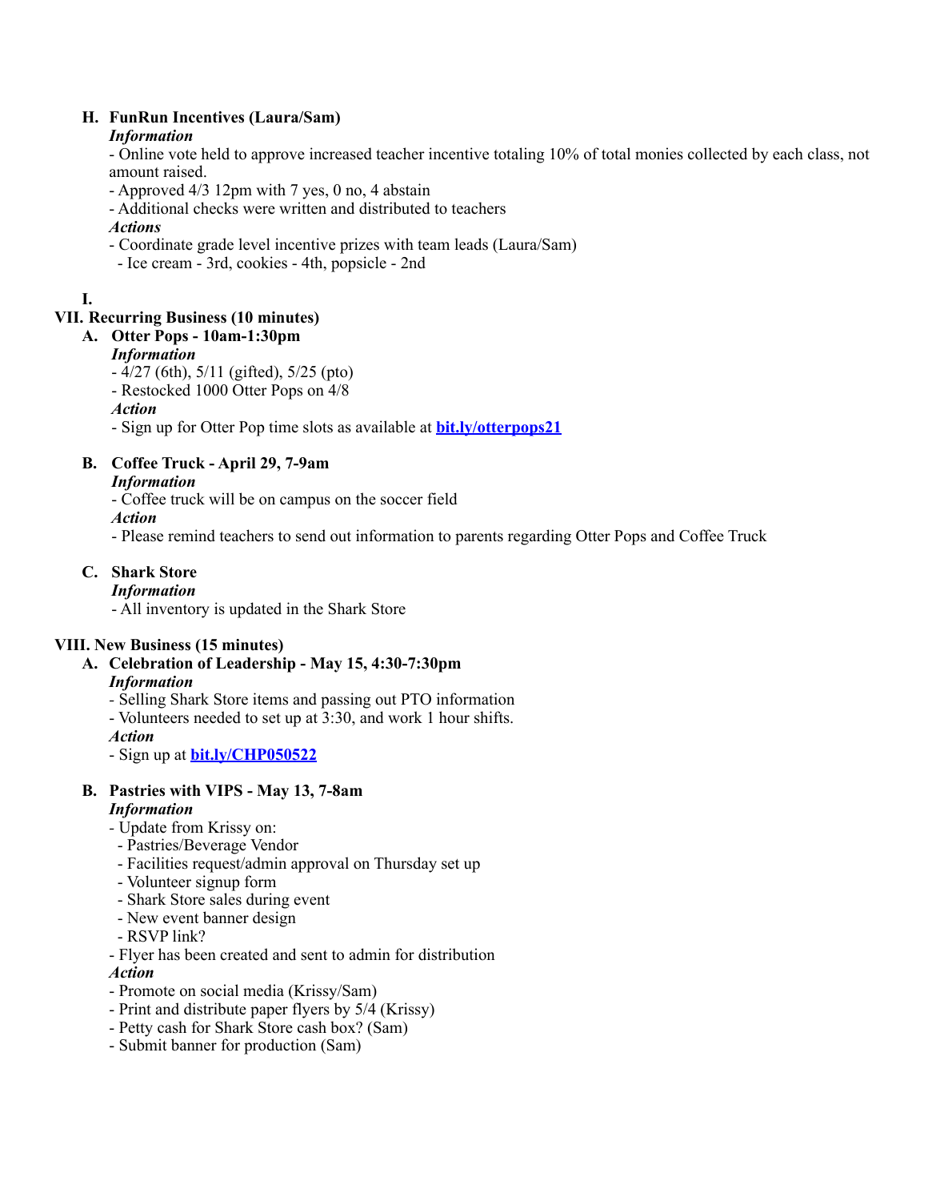**H. FunRun Incentives (Laura/Sam)**

***Information***

- Online vote held to approve increased teacher incentive totaling 10% of total monies collected by each class, not amount raised.
- Approved 4/3 12pm with 7 yes, 0 no, 4 abstain
- Additional checks were written and distributed to teachers

***Actions***

- Coordinate grade level incentive prizes with team leads (Laura/Sam)
  - Ice cream - 3rd, cookies - 4th, popsicle - 2nd

**I.**

## VII. Recurring Business (10 minutes)

**A. Otter Pops - 10am-1:30pm**

***Information***

- 4/27 (6th), 5/11 (gifted), 5/25 (pto)
- Restocked 1000 Otter Pops on 4/8

***Action***

- Sign up for Otter Pop time slots as available at **bit.ly/otterpops21**

**B. Coffee Truck - April 29, 7-9am**

***Information***

- Coffee truck will be on campus on the soccer field

***Action***

- Please remind teachers to send out information to parents regarding Otter Pops and Coffee Truck

**C. Shark Store**

***Information***

- All inventory is updated in the Shark Store

## VIII. New Business (15 minutes)

**A. Celebration of Leadership - May 15, 4:30-7:30pm**

***Information***

- Selling Shark Store items and passing out PTO information
- Volunteers needed to set up at 3:30, and work 1 hour shifts.

***Action***

- Sign up at **bit.ly/CHP050522**

**B. Pastries with VIPS - May 13, 7-8am**

***Information***

- Update from Krissy on:
  - Pastries/Beverage Vendor
  - Facilities request/admin approval on Thursday set up
  - Volunteer signup form
  - Shark Store sales during event
  - New event banner design
  - RSVP link?
- Flyer has been created and sent to admin for distribution

***Action***

- Promote on social media (Krissy/Sam)
- Print and distribute paper flyers by 5/4 (Krissy)
- Petty cash for Shark Store cash box? (Sam)
- Submit banner for production (Sam)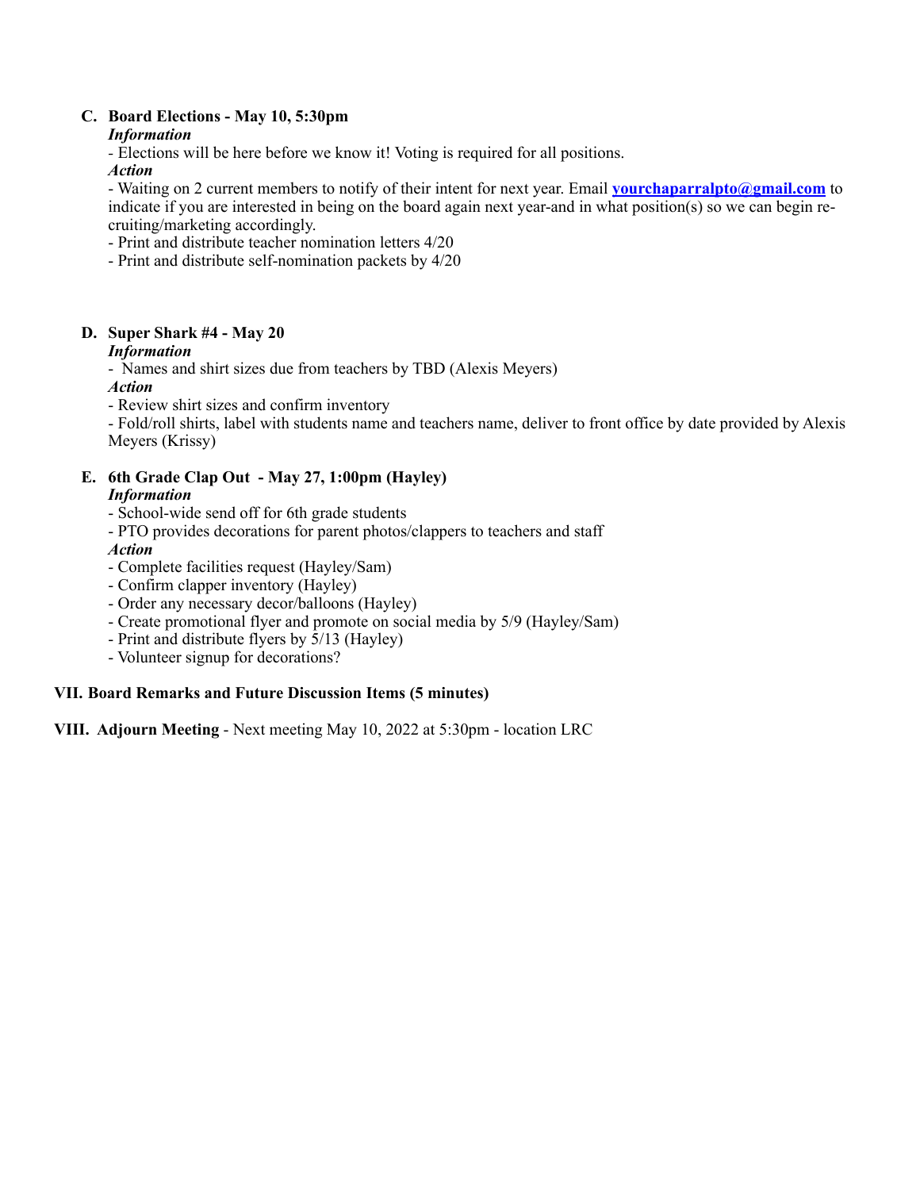**C. Board Elections - May 10, 5:30pm**

***Information***

- Elections will be here before we know it! Voting is required for all positions.

***Action***

- Waiting on 2 current members to notify of their intent for next year. Email **yourchaparralpto@gmail.com** to indicate if you are interested in being on the board again next year-and in what position(s) so we can begin re-cruiting/marketing accordingly.
- Print and distribute teacher nomination letters 4/20
- Print and distribute self-nomination packets by 4/20

**D. Super Shark #4 - May 20**

***Information***

- Names and shirt sizes due from teachers by TBD (Alexis Meyers)

***Action***

- Review shirt sizes and confirm inventory
- Fold/roll shirts, label with students name and teachers name, deliver to front office by date provided by Alexis Meyers (Krissy)

**E. 6th Grade Clap Out - May 27, 1:00pm (Hayley)**

***Information***

- School-wide send off for 6th grade students
- PTO provides decorations for parent photos/clappers to teachers and staff

***Action***

- Complete facilities request (Hayley/Sam)
- Confirm clapper inventory (Hayley)
- Order any necessary decor/balloons (Hayley)
- Create promotional flyer and promote on social media by 5/9 (Hayley/Sam)
- Print and distribute flyers by 5/13 (Hayley)
- Volunteer signup for decorations?

**VII. Board Remarks and Future Discussion Items (5 minutes)**

**VIII. Adjourn Meeting** - Next meeting May 10, 2022 at 5:30pm - location LRC